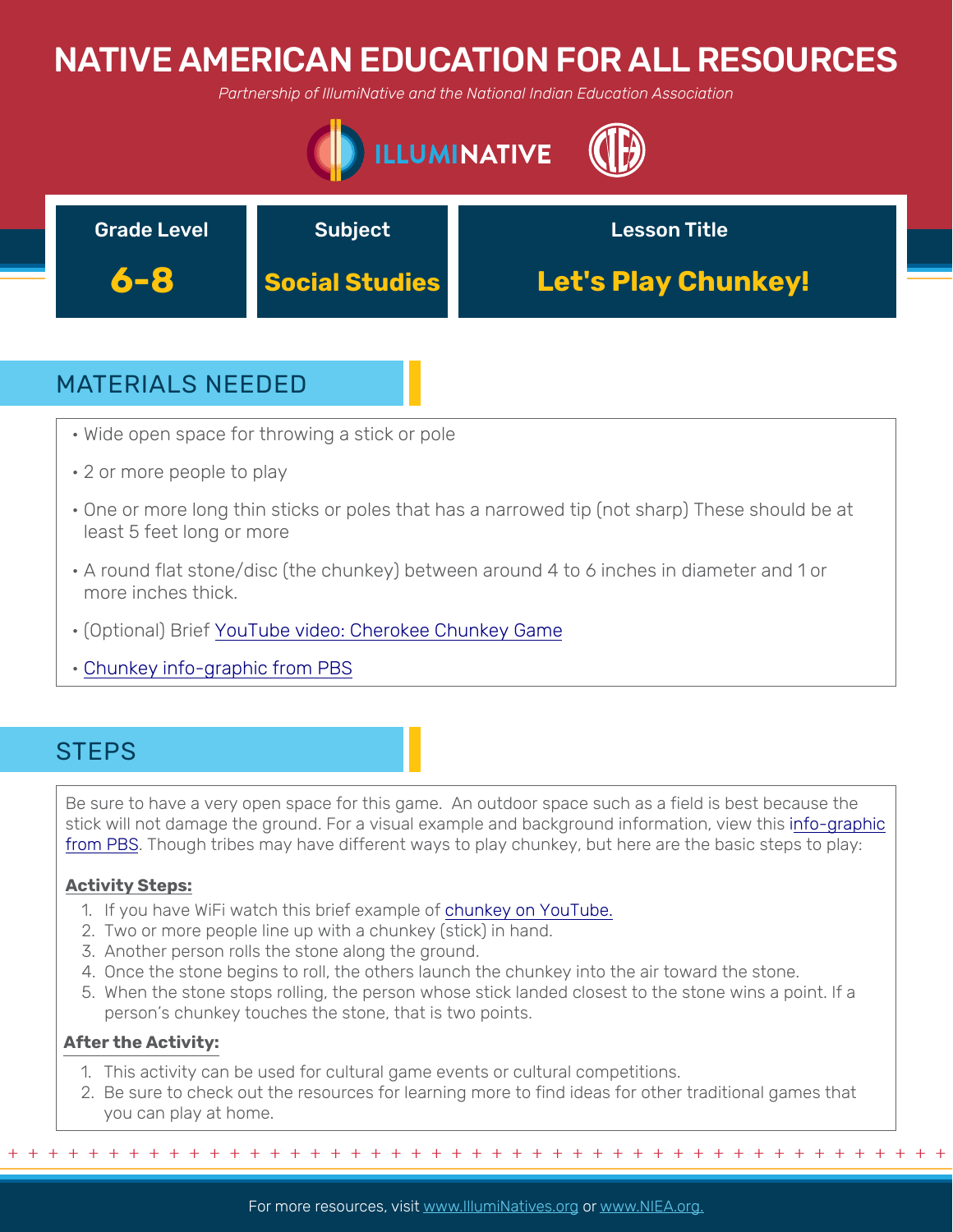# NATIVE AMERICAN EDUCATION FOR ALL RESOURCES

*Partnership of IllumiNative and the National Indian Education Association*

| Grade Level | Subject | Lesson Title |
| --- | --- | --- |
| **6-8** | **Social Studies** | **Let's Play Chunkey!** |

## MATERIALS NEEDED

- Wide open space for throwing a stick or pole
- 2 or more people to play
- One or more long thin sticks or poles that has a narrowed tip (not sharp) These should be at least 5 feet long or more
- A round flat stone/disc (the chunkey) between around 4 to 6 inches in diameter and 1 or more inches thick.
- (Optional) Brief YouTube video: Cherokee Chunkey Game
- Chunkey info-graphic from PBS

## STEPS

Be sure to have a very open space for this game. An outdoor space such as a field is best because the stick will not damage the ground. For a visual example and background information, view this info-graphic from PBS. Though tribes may have different ways to play chunkey, but here are the basic steps to play:

**Activity Steps:**

1. If you have WiFi watch this brief example of chunkey on YouTube.
2. Two or more people line up with a chunkey (stick) in hand.
3. Another person rolls the stone along the ground.
4. Once the stone begins to roll, the others launch the chunkey into the air toward the stone.
5. When the stone stops rolling, the person whose stick landed closest to the stone wins a point. If a person's chunkey touches the stone, that is two points.

**After the Activity:**

1. This activity can be used for cultural game events or cultural competitions.
2. Be sure to check out the resources for learning more to find ideas for other traditional games that you can play at home.

For more resources, visit www.IllumiNatives.org or www.NIEA.org.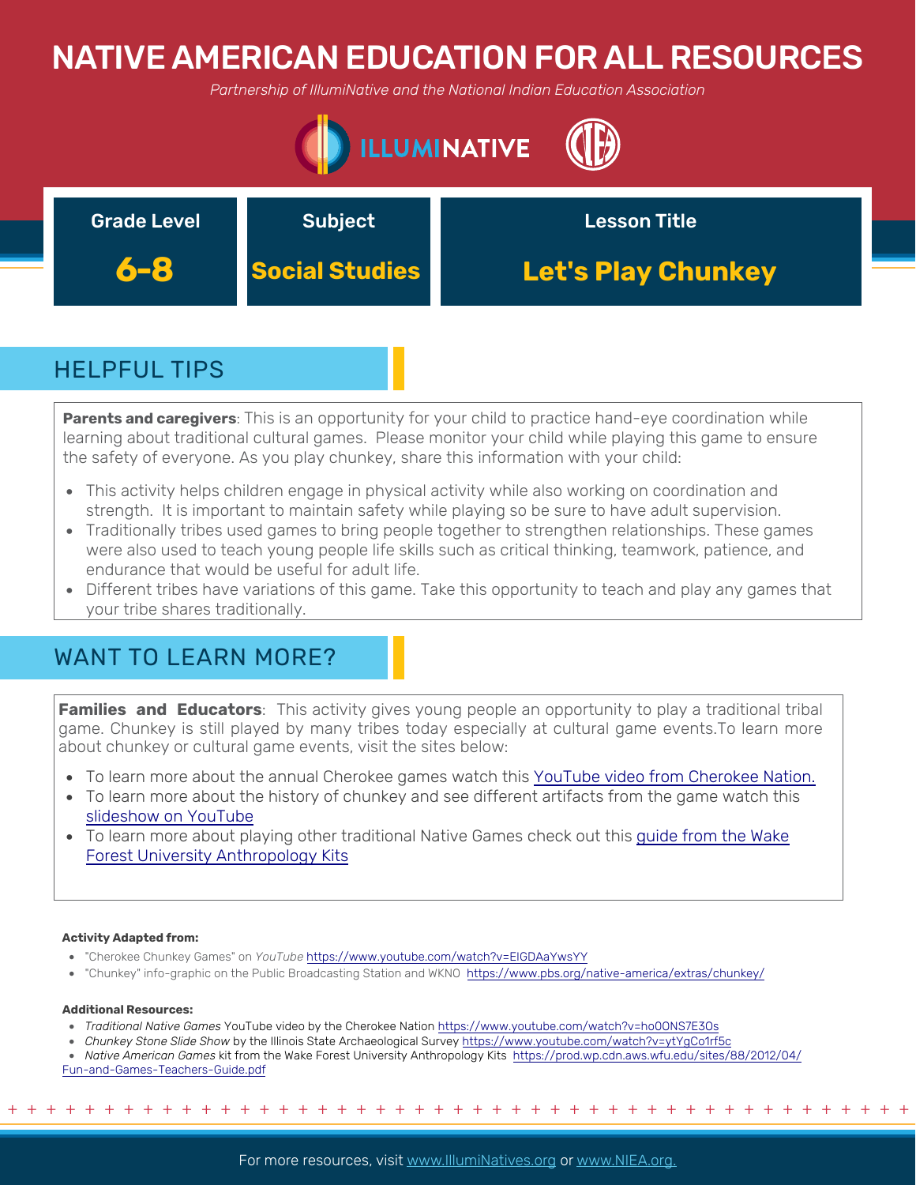# NATIVE AMERICAN EDUCATION FOR ALL RESOURCES

*Partnership of IllumiNative and the National Indian Education Association*

| Grade Level | Subject | Lesson Title |
|---|---|---|
| **6-8** | **Social Studies** | **Let's Play Chunkey** |

## HELPFUL TIPS

**Parents and caregivers**: This is an opportunity for your child to practice hand-eye coordination while learning about traditional cultural games. Please monitor your child while playing this game to ensure the safety of everyone. As you play chunkey, share this information with your child:

- This activity helps children engage in physical activity while also working on coordination and strength. It is important to maintain safety while playing so be sure to have adult supervision.
- Traditionally tribes used games to bring people together to strengthen relationships. These games were also used to teach young people life skills such as critical thinking, teamwork, patience, and endurance that would be useful for adult life.
- Different tribes have variations of this game. Take this opportunity to teach and play any games that your tribe shares traditionally.

## WANT TO LEARN MORE?

**Families and Educators**: This activity gives young people an opportunity to play a traditional tribal game. Chunkey is still played by many tribes today especially at cultural game events.To learn more about chunkey or cultural game events, visit the sites below:

- To learn more about the annual Cherokee games watch this YouTube video from Cherokee Nation.
- To learn more about the history of chunkey and see different artifacts from the game watch this slideshow on YouTube
- To learn more about playing other traditional Native Games check out this guide from the Wake Forest University Anthropology Kits

**Activity Adapted from:**

- "Cherokee Chunkey Games" on *YouTube* https://www.youtube.com/watch?v=ElGDAaYwsYY
- "Chunkey" info-graphic on the Public Broadcasting Station and WKNO https://www.pbs.org/native-america/extras/chunkey/

**Additional Resources:**

- *Traditional Native Games* YouTube video by the Cherokee Nation https://www.youtube.com/watch?v=ho0ONS7E3Os
- *Chunkey Stone Slide Show* by the Illinois State Archaeological Survey https://www.youtube.com/watch?v=ytYgCo1rf5c
- *Native American Games* kit from the Wake Forest University Anthropology Kits https://prod.wp.cdn.aws.wfu.edu/sites/88/2012/04/Fun-and-Games-Teachers-Guide.pdf

For more resources, visit www.IllumiNatives.org or www.NIEA.org.